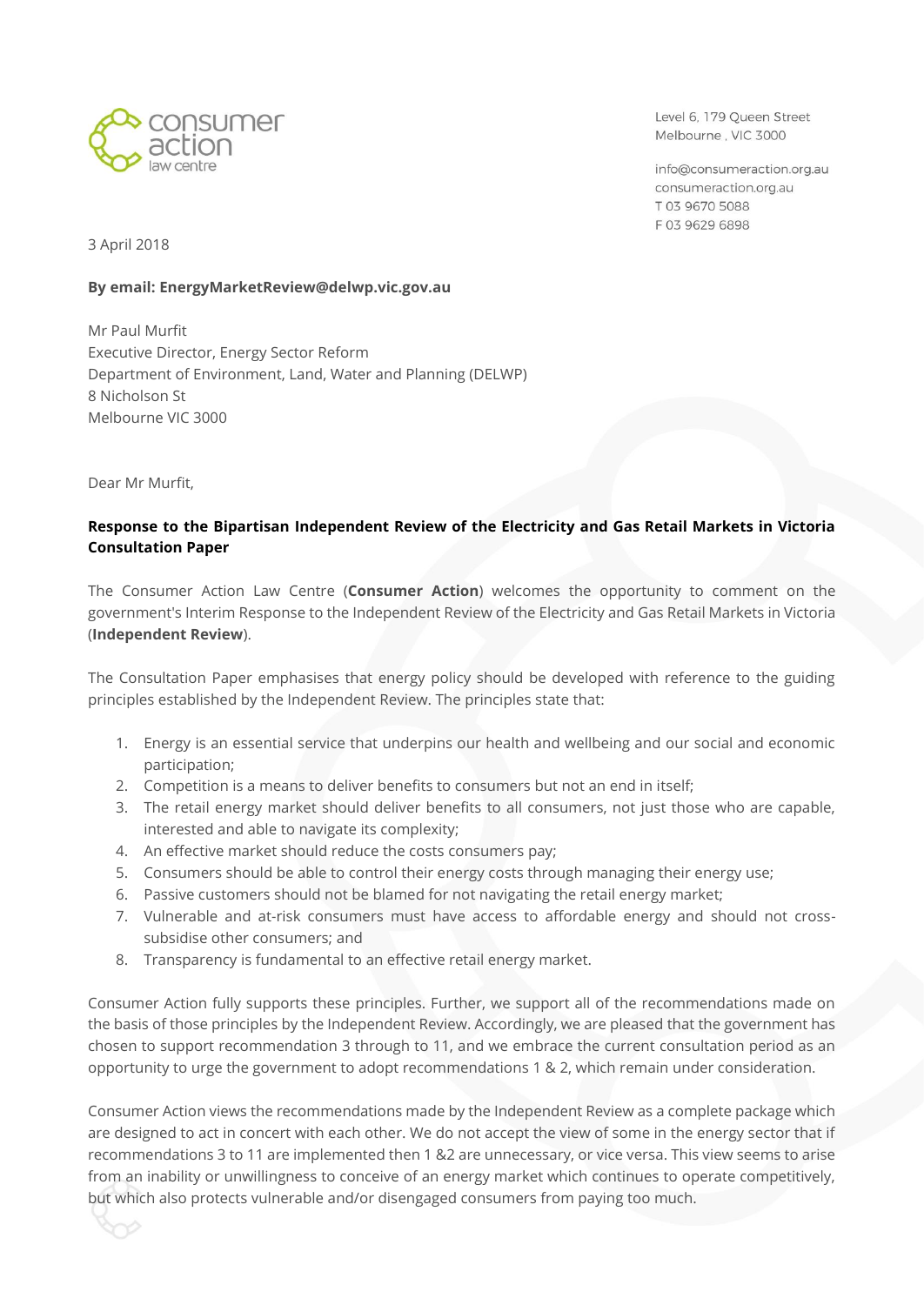consumer action law centre

Level 6, 179 Queen Street
Melbourne , VIC 3000

info@consumeraction.org.au
consumeraction.org.au
T 03 9670 5088
F 03 9629 6898

3 April 2018

**By email: EnergyMarketReview@delwp.vic.gov.au**

Mr Paul Murfit
Executive Director, Energy Sector Reform
Department of Environment, Land, Water and Planning (DELWP)
8 Nicholson St
Melbourne VIC 3000

Dear Mr Murfit,

**Response to the Bipartisan Independent Review of the Electricity and Gas Retail Markets in Victoria Consultation Paper**

The Consumer Action Law Centre (**Consumer Action**) welcomes the opportunity to comment on the government's Interim Response to the Independent Review of the Electricity and Gas Retail Markets in Victoria (**Independent Review**).

The Consultation Paper emphasises that energy policy should be developed with reference to the guiding principles established by the Independent Review. The principles state that:

1. Energy is an essential service that underpins our health and wellbeing and our social and economic participation;
2. Competition is a means to deliver benefits to consumers but not an end in itself;
3. The retail energy market should deliver benefits to all consumers, not just those who are capable, interested and able to navigate its complexity;
4. An effective market should reduce the costs consumers pay;
5. Consumers should be able to control their energy costs through managing their energy use;
6. Passive customers should not be blamed for not navigating the retail energy market;
7. Vulnerable and at-risk consumers must have access to affordable energy and should not cross-subsidise other consumers; and
8. Transparency is fundamental to an effective retail energy market.

Consumer Action fully supports these principles. Further, we support all of the recommendations made on the basis of those principles by the Independent Review. Accordingly, we are pleased that the government has chosen to support recommendation 3 through to 11, and we embrace the current consultation period as an opportunity to urge the government to adopt recommendations 1 & 2, which remain under consideration.

Consumer Action views the recommendations made by the Independent Review as a complete package which are designed to act in concert with each other. We do not accept the view of some in the energy sector that if recommendations 3 to 11 are implemented then 1 &2 are unnecessary, or vice versa. This view seems to arise from an inability or unwillingness to conceive of an energy market which continues to operate competitively, but which also protects vulnerable and/or disengaged consumers from paying too much.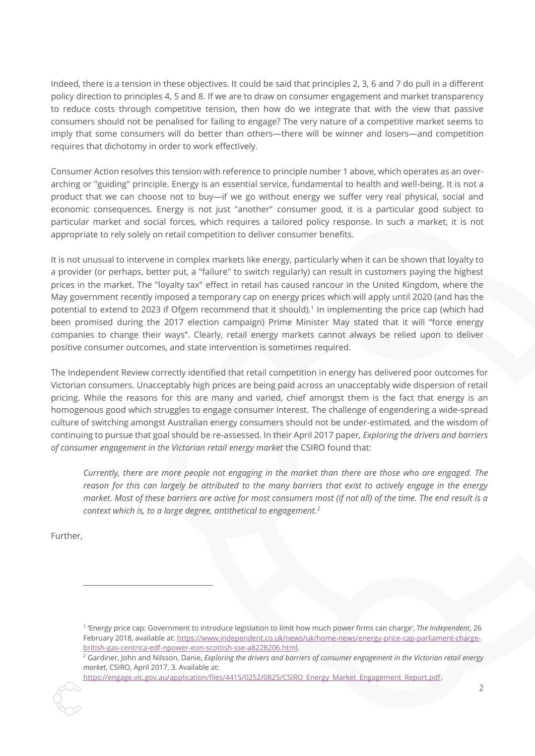Indeed, there is a tension in these objectives. It could be said that principles 2, 3, 6 and 7 do pull in a different policy direction to principles 4, 5 and 8. If we are to draw on consumer engagement and market transparency to reduce costs through competitive tension, then how do we integrate that with the view that passive consumers should not be penalised for failing to engage? The very nature of a competitive market seems to imply that some consumers will do better than others—there will be winner and losers—and competition requires that dichotomy in order to work effectively.

Consumer Action resolves this tension with reference to principle number 1 above, which operates as an over-arching or "guiding" principle. Energy is an essential service, fundamental to health and well-being. It is not a product that we can choose not to buy—if we go without energy we suffer very real physical, social and economic consequences. Energy is not just "another" consumer good, it is a particular good subject to particular market and social forces, which requires a tailored policy response. In such a market, it is not appropriate to rely solely on retail competition to deliver consumer benefits.

It is not unusual to intervene in complex markets like energy, particularly when it can be shown that loyalty to a provider (or perhaps, better put, a "failure" to switch regularly) can result in customers paying the highest prices in the market. The "loyalty tax" effect in retail has caused rancour in the United Kingdom, where the May government recently imposed a temporary cap on energy prices which will apply until 2020 (and has the potential to extend to 2023 if Ofgem recommend that it should).[1] In implementing the price cap (which had been promised during the 2017 election campaign) Prime Minister May stated that it will "force energy companies to change their ways". Clearly, retail energy markets cannot always be relied upon to deliver positive consumer outcomes, and state intervention is sometimes required.

The Independent Review correctly identified that retail competition in energy has delivered poor outcomes for Victorian consumers. Unacceptably high prices are being paid across an unacceptably wide dispersion of retail pricing. While the reasons for this are many and varied, chief amongst them is the fact that energy is an homogenous good which struggles to engage consumer interest. The challenge of engendering a wide-spread culture of switching amongst Australian energy consumers should not be under-estimated, and the wisdom of continuing to pursue that goal should be re-assessed. In their April 2017 paper, *Exploring the drivers and barriers of consumer engagement in the Victorian retail energy market* the CSIRO found that:

> *Currently, there are more people not engaging in the market than there are those who are engaged. The reason for this can largely be attributed to the many barriers that exist to actively engage in the energy market. Most of these barriers are active for most consumers most (if not all) of the time. The end result is a context which is, to a large degree, antithetical to engagement.*[2]

Further,

---

[1] 'Energy price cap: Government to introduce legislation to limit how much power firms can charge', *The Independent*, 26 February 2018, available at: https://www.independent.co.uk/news/uk/home-news/energy-price-cap-parliament-charge-british-gas-centrica-edf-npower-eon-scottish-sse-a8228206.html.

[2] Gardiner, John and Nilsson, Danie, *Exploring the drivers and barriers of consumer engagement in the Victorian retail energy market*, CSIRO, April 2017, 3. Available at: https://engage.vic.gov.au/application/files/4415/0252/0825/CSIRO_Energy_Market_Engagement_Report.pdf.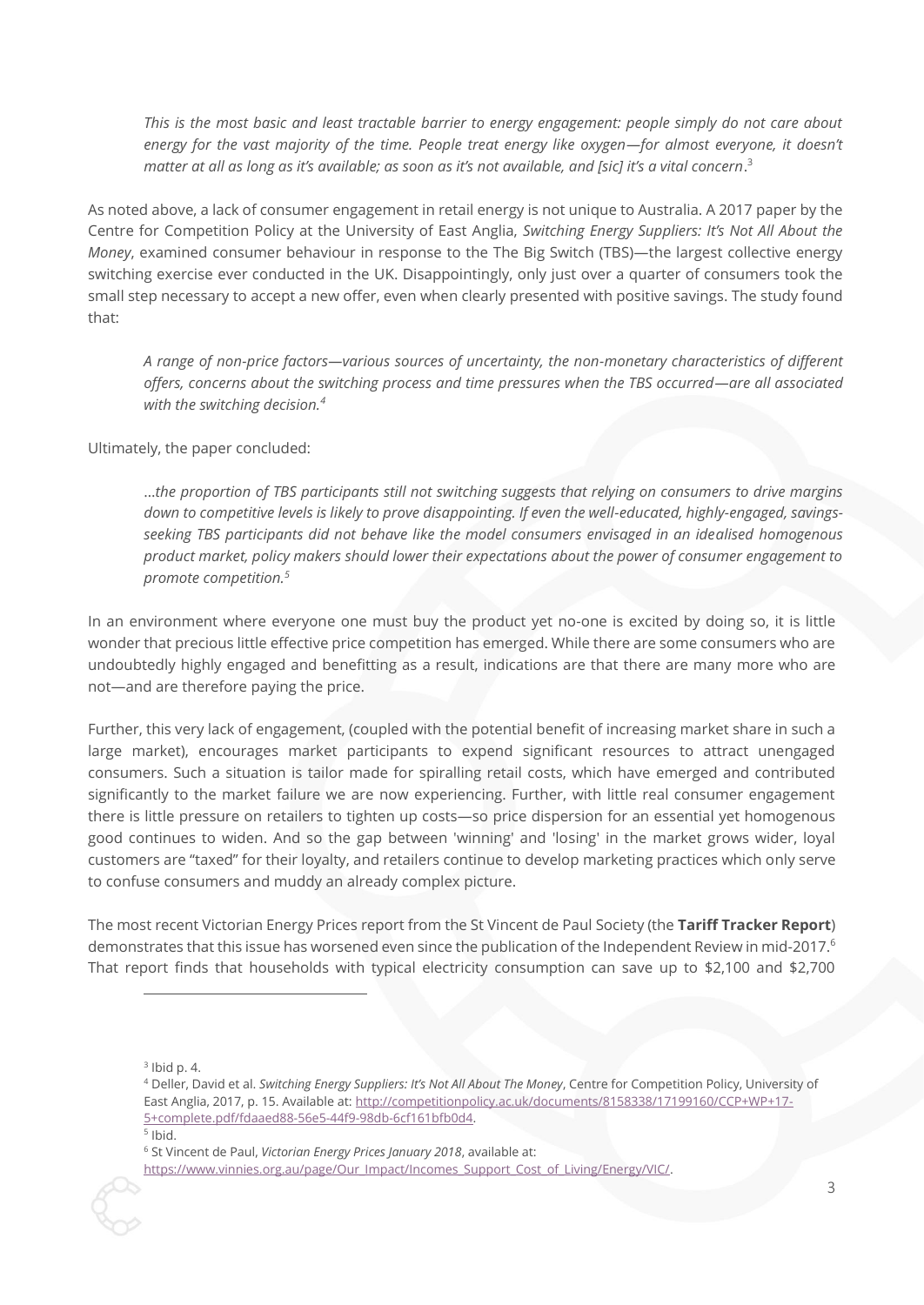> *This is the most basic and least tractable barrier to energy engagement: people simply do not care about energy for the vast majority of the time. People treat energy like oxygen—for almost everyone, it doesn't matter at all as long as it's available; as soon as it's not available, and [sic] it's a vital concern*.[3]

As noted above, a lack of consumer engagement in retail energy is not unique to Australia. A 2017 paper by the Centre for Competition Policy at the University of East Anglia, *Switching Energy Suppliers: It's Not All About the Money*, examined consumer behaviour in response to the The Big Switch (TBS)—the largest collective energy switching exercise ever conducted in the UK. Disappointingly, only just over a quarter of consumers took the small step necessary to accept a new offer, even when clearly presented with positive savings. The study found that:

> *A range of non-price factors—various sources of uncertainty, the non-monetary characteristics of different offers, concerns about the switching process and time pressures when the TBS occurred—are all associated with the switching decision.*[4]

Ultimately, the paper concluded:

> *...the proportion of TBS participants still not switching suggests that relying on consumers to drive margins down to competitive levels is likely to prove disappointing. If even the well-educated, highly-engaged, savings-seeking TBS participants did not behave like the model consumers envisaged in an idealised homogenous product market, policy makers should lower their expectations about the power of consumer engagement to promote competition.*[5]

In an environment where everyone one must buy the product yet no-one is excited by doing so, it is little wonder that precious little effective price competition has emerged. While there are some consumers who are undoubtedly highly engaged and benefitting as a result, indications are that there are many more who are not—and are therefore paying the price.

Further, this very lack of engagement, (coupled with the potential benefit of increasing market share in such a large market), encourages market participants to expend significant resources to attract unengaged consumers. Such a situation is tailor made for spiralling retail costs, which have emerged and contributed significantly to the market failure we are now experiencing. Further, with little real consumer engagement there is little pressure on retailers to tighten up costs—so price dispersion for an essential yet homogenous good continues to widen. And so the gap between 'winning' and 'losing' in the market grows wider, loyal customers are "taxed" for their loyalty, and retailers continue to develop marketing practices which only serve to confuse consumers and muddy an already complex picture.

The most recent Victorian Energy Prices report from the St Vincent de Paul Society (the **Tariff Tracker Report**) demonstrates that this issue has worsened even since the publication of the Independent Review in mid-2017.[6] That report finds that households with typical electricity consumption can save up to $2,100 and $2,700

---

[3] Ibid p. 4.

[4] Deller, David et al. *Switching Energy Suppliers: It's Not All About The Money*, Centre for Competition Policy, University of East Anglia, 2017, p. 15. Available at: http://competitionpolicy.ac.uk/documents/8158338/17199160/CCP+WP+17-5+complete.pdf/fdaaed88-56e5-44f9-98db-6cf161bfb0d4.

[5] Ibid.

[6] St Vincent de Paul, *Victorian Energy Prices January 2018*, available at: https://www.vinnies.org.au/page/Our_Impact/Incomes_Support_Cost_of_Living/Energy/VIC/.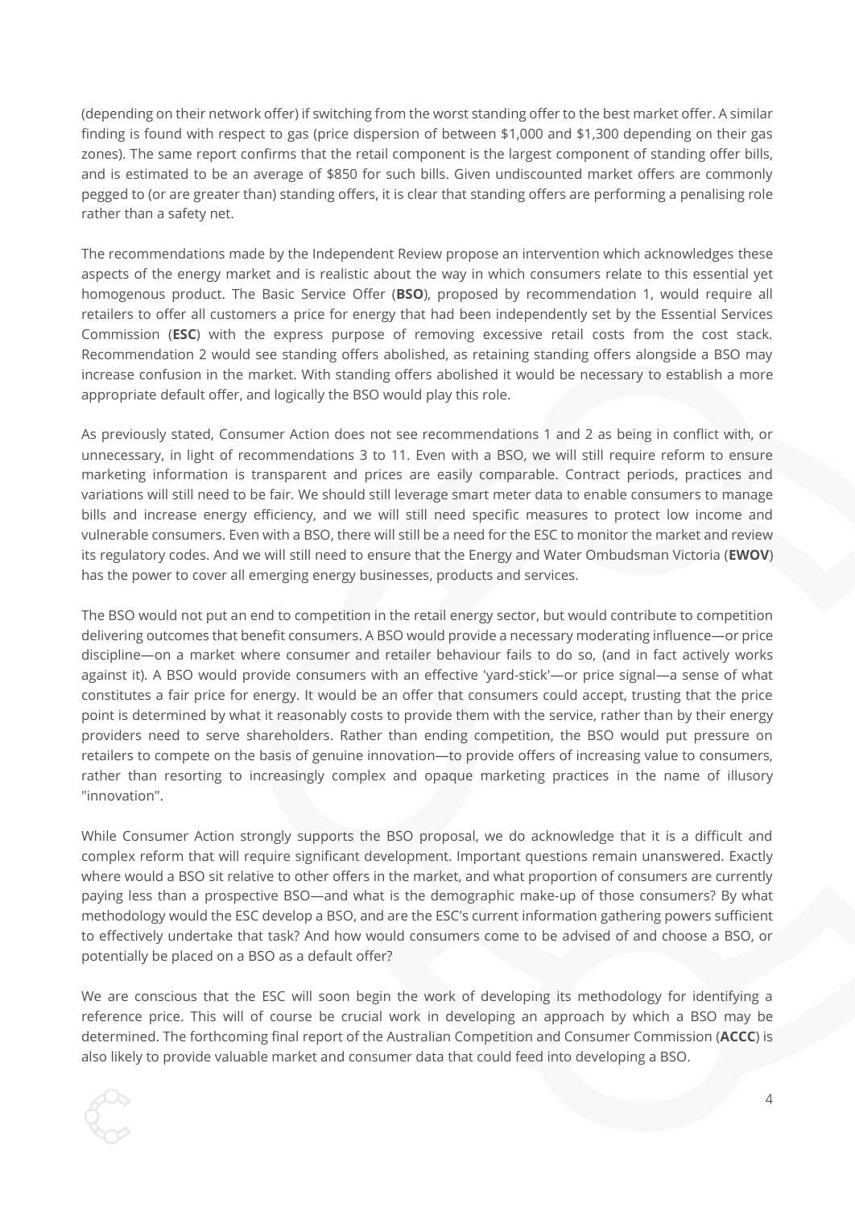(depending on their network offer) if switching from the worst standing offer to the best market offer. A similar finding is found with respect to gas (price dispersion of between $1,000 and $1,300 depending on their gas zones). The same report confirms that the retail component is the largest component of standing offer bills, and is estimated to be an average of $850 for such bills. Given undiscounted market offers are commonly pegged to (or are greater than) standing offers, it is clear that standing offers are performing a penalising role rather than a safety net.

The recommendations made by the Independent Review propose an intervention which acknowledges these aspects of the energy market and is realistic about the way in which consumers relate to this essential yet homogenous product. The Basic Service Offer (**BSO**), proposed by recommendation 1, would require all retailers to offer all customers a price for energy that had been independently set by the Essential Services Commission (**ESC**) with the express purpose of removing excessive retail costs from the cost stack. Recommendation 2 would see standing offers abolished, as retaining standing offers alongside a BSO may increase confusion in the market. With standing offers abolished it would be necessary to establish a more appropriate default offer, and logically the BSO would play this role.

As previously stated, Consumer Action does not see recommendations 1 and 2 as being in conflict with, or unnecessary, in light of recommendations 3 to 11. Even with a BSO, we will still require reform to ensure marketing information is transparent and prices are easily comparable. Contract periods, practices and variations will still need to be fair. We should still leverage smart meter data to enable consumers to manage bills and increase energy efficiency, and we will still need specific measures to protect low income and vulnerable consumers. Even with a BSO, there will still be a need for the ESC to monitor the market and review its regulatory codes. And we will still need to ensure that the Energy and Water Ombudsman Victoria (**EWOV**) has the power to cover all emerging energy businesses, products and services.

The BSO would not put an end to competition in the retail energy sector, but would contribute to competition delivering outcomes that benefit consumers. A BSO would provide a necessary moderating influence—or price discipline—on a market where consumer and retailer behaviour fails to do so, (and in fact actively works against it). A BSO would provide consumers with an effective 'yard-stick'—or price signal—a sense of what constitutes a fair price for energy. It would be an offer that consumers could accept, trusting that the price point is determined by what it reasonably costs to provide them with the service, rather than by their energy providers need to serve shareholders. Rather than ending competition, the BSO would put pressure on retailers to compete on the basis of genuine innovation—to provide offers of increasing value to consumers, rather than resorting to increasingly complex and opaque marketing practices in the name of illusory "innovation".

While Consumer Action strongly supports the BSO proposal, we do acknowledge that it is a difficult and complex reform that will require significant development. Important questions remain unanswered. Exactly where would a BSO sit relative to other offers in the market, and what proportion of consumers are currently paying less than a prospective BSO—and what is the demographic make-up of those consumers? By what methodology would the ESC develop a BSO, and are the ESC's current information gathering powers sufficient to effectively undertake that task? And how would consumers come to be advised of and choose a BSO, or potentially be placed on a BSO as a default offer?

We are conscious that the ESC will soon begin the work of developing its methodology for identifying a reference price. This will of course be crucial work in developing an approach by which a BSO may be determined. The forthcoming final report of the Australian Competition and Consumer Commission (**ACCC**) is also likely to provide valuable market and consumer data that could feed into developing a BSO.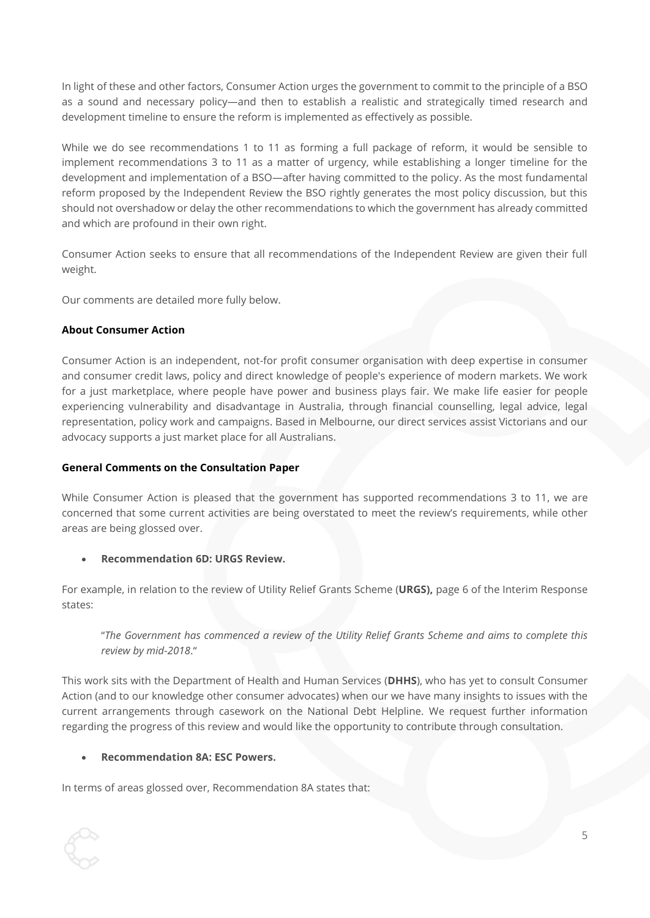In light of these and other factors, Consumer Action urges the government to commit to the principle of a BSO as a sound and necessary policy—and then to establish a realistic and strategically timed research and development timeline to ensure the reform is implemented as effectively as possible.

While we do see recommendations 1 to 11 as forming a full package of reform, it would be sensible to implement recommendations 3 to 11 as a matter of urgency, while establishing a longer timeline for the development and implementation of a BSO—after having committed to the policy. As the most fundamental reform proposed by the Independent Review the BSO rightly generates the most policy discussion, but this should not overshadow or delay the other recommendations to which the government has already committed and which are profound in their own right.

Consumer Action seeks to ensure that all recommendations of the Independent Review are given their full weight.

Our comments are detailed more fully below.

**About Consumer Action**

Consumer Action is an independent, not-for profit consumer organisation with deep expertise in consumer and consumer credit laws, policy and direct knowledge of people's experience of modern markets. We work for a just marketplace, where people have power and business plays fair. We make life easier for people experiencing vulnerability and disadvantage in Australia, through financial counselling, legal advice, legal representation, policy work and campaigns. Based in Melbourne, our direct services assist Victorians and our advocacy supports a just market place for all Australians.

**General Comments on the Consultation Paper**

While Consumer Action is pleased that the government has supported recommendations 3 to 11, we are concerned that some current activities are being overstated to meet the review's requirements, while other areas are being glossed over.

- **Recommendation 6D: URGS Review.**

For example, in relation to the review of Utility Relief Grants Scheme (**URGS),** page 6 of the Interim Response states:

> "*The Government has commenced a review of the Utility Relief Grants Scheme and aims to complete this review by mid-2018*."

This work sits with the Department of Health and Human Services (**DHHS**), who has yet to consult Consumer Action (and to our knowledge other consumer advocates) when our we have many insights to issues with the current arrangements through casework on the National Debt Helpline. We request further information regarding the progress of this review and would like the opportunity to contribute through consultation.

- **Recommendation 8A: ESC Powers.**

In terms of areas glossed over, Recommendation 8A states that: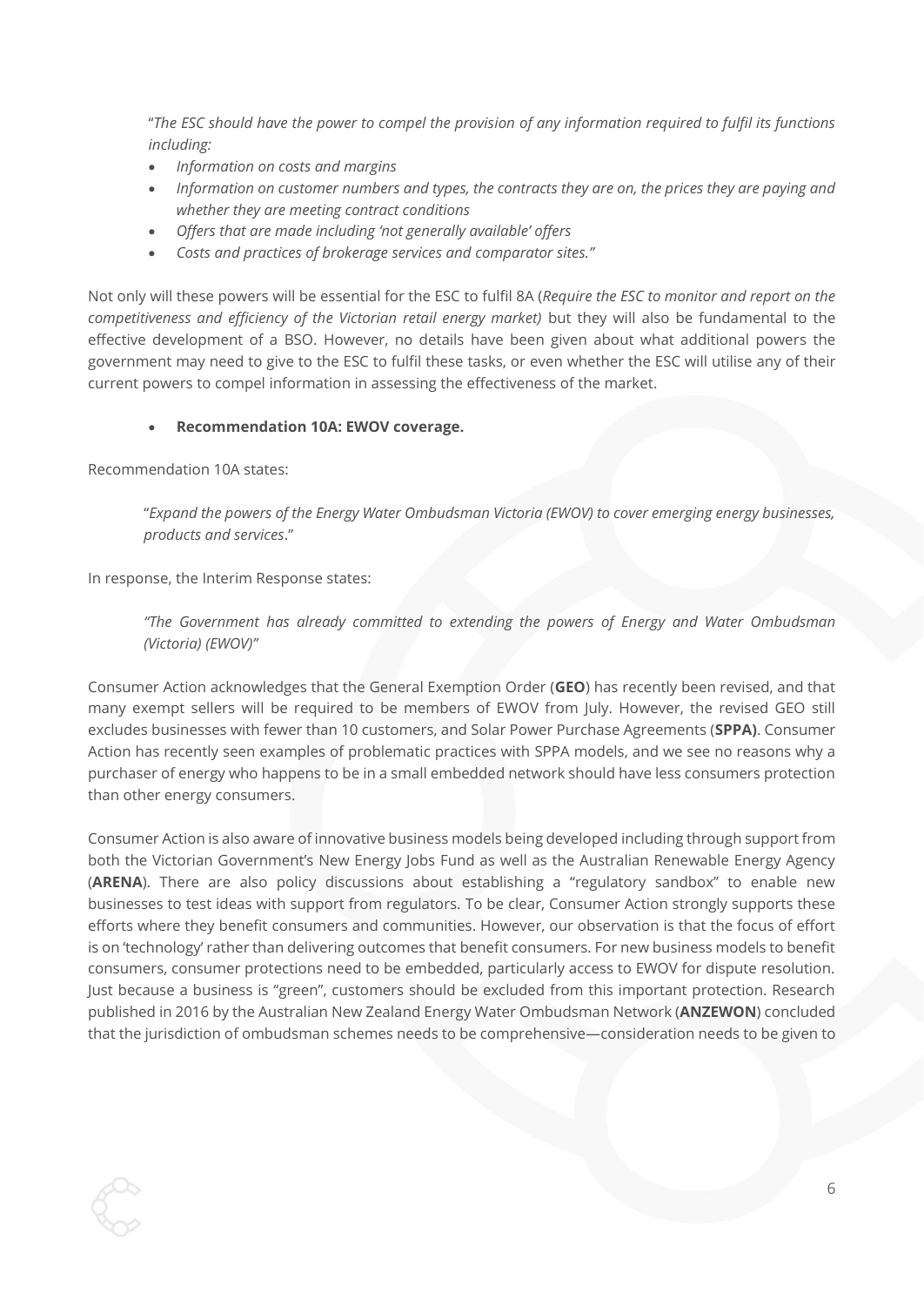> "*The ESC should have the power to compel the provision of any information required to fulfil its functions including:*
> - *Information on costs and margins*
> - *Information on customer numbers and types, the contracts they are on, the prices they are paying and whether they are meeting contract conditions*
> - *Offers that are made including 'not generally available' offers*
> - *Costs and practices of brokerage services and comparator sites."*

Not only will these powers will be essential for the ESC to fulfil 8A (*Require the ESC to monitor and report on the competitiveness and efficiency of the Victorian retail energy market)* but they will also be fundamental to the effective development of a BSO. However, no details have been given about what additional powers the government may need to give to the ESC to fulfil these tasks, or even whether the ESC will utilise any of their current powers to compel information in assessing the effectiveness of the market.

- **Recommendation 10A: EWOV coverage.**

Recommendation 10A states:

> "*Expand the powers of the Energy Water Ombudsman Victoria (EWOV) to cover emerging energy businesses, products and services*."

In response, the Interim Response states:

> *"The Government has already committed to extending the powers of Energy and Water Ombudsman (Victoria) (EWOV)"*

Consumer Action acknowledges that the General Exemption Order (**GEO**) has recently been revised, and that many exempt sellers will be required to be members of EWOV from July. However, the revised GEO still excludes businesses with fewer than 10 customers, and Solar Power Purchase Agreements (**SPPA)**. Consumer Action has recently seen examples of problematic practices with SPPA models, and we see no reasons why a purchaser of energy who happens to be in a small embedded network should have less consumers protection than other energy consumers.

Consumer Action is also aware of innovative business models being developed including through support from both the Victorian Government's New Energy Jobs Fund as well as the Australian Renewable Energy Agency (**ARENA**). There are also policy discussions about establishing a "regulatory sandbox" to enable new businesses to test ideas with support from regulators. To be clear, Consumer Action strongly supports these efforts where they benefit consumers and communities. However, our observation is that the focus of effort is on 'technology' rather than delivering outcomes that benefit consumers. For new business models to benefit consumers, consumer protections need to be embedded, particularly access to EWOV for dispute resolution. Just because a business is "green", customers should be excluded from this important protection. Research published in 2016 by the Australian New Zealand Energy Water Ombudsman Network (**ANZEWON**) concluded that the jurisdiction of ombudsman schemes needs to be comprehensive—consideration needs to be given to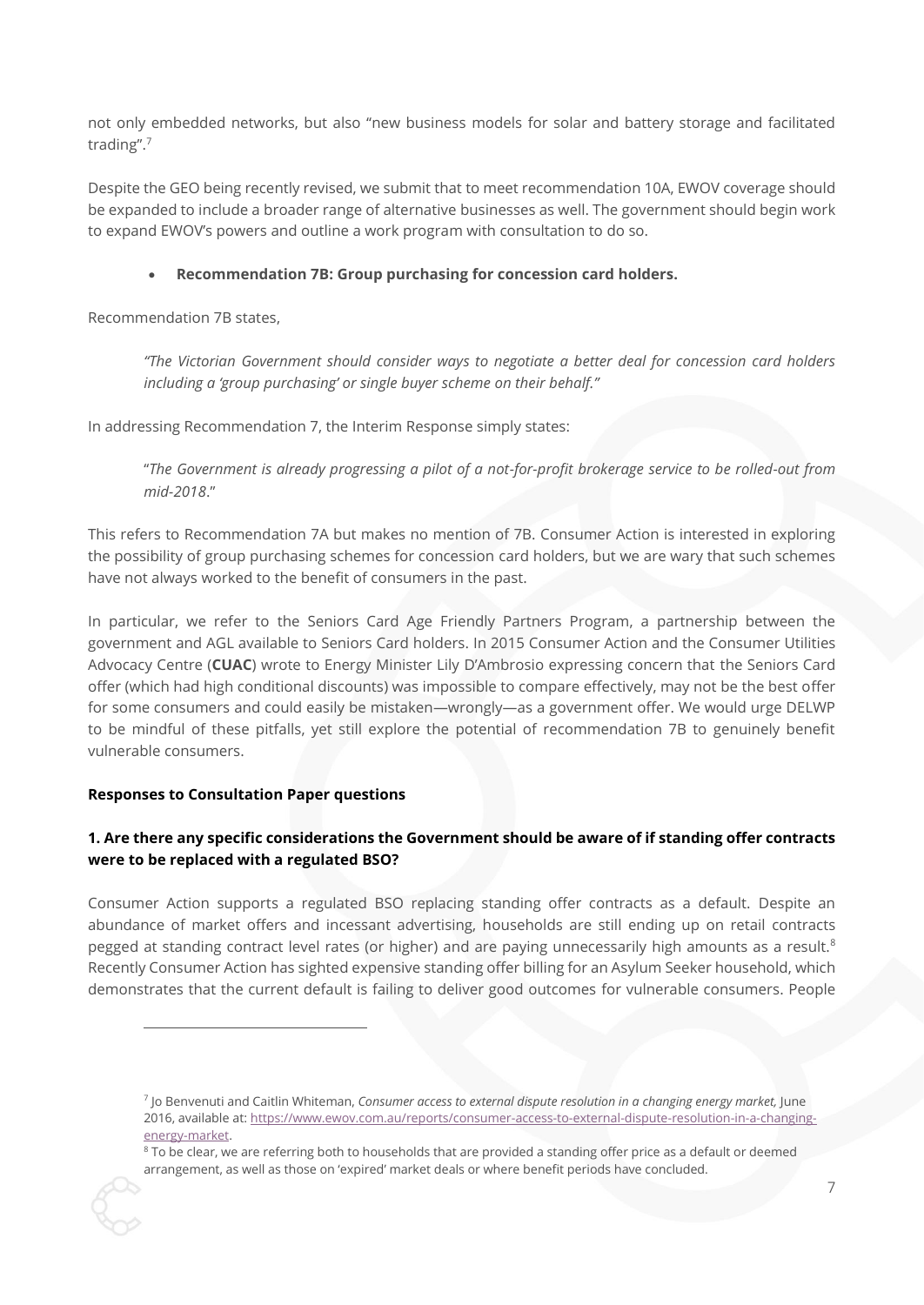not only embedded networks, but also "new business models for solar and battery storage and facilitated trading".[7]

Despite the GEO being recently revised, we submit that to meet recommendation 10A, EWOV coverage should be expanded to include a broader range of alternative businesses as well. The government should begin work to expand EWOV's powers and outline a work program with consultation to do so.

- **Recommendation 7B: Group purchasing for concession card holders.**

Recommendation 7B states,

> *"The Victorian Government should consider ways to negotiate a better deal for concession card holders including a 'group purchasing' or single buyer scheme on their behalf."*

In addressing Recommendation 7, the Interim Response simply states:

> "*The Government is already progressing a pilot of a not-for-profit brokerage service to be rolled-out from mid-2018*."

This refers to Recommendation 7A but makes no mention of 7B. Consumer Action is interested in exploring the possibility of group purchasing schemes for concession card holders, but we are wary that such schemes have not always worked to the benefit of consumers in the past.

In particular, we refer to the Seniors Card Age Friendly Partners Program, a partnership between the government and AGL available to Seniors Card holders. In 2015 Consumer Action and the Consumer Utilities Advocacy Centre (**CUAC**) wrote to Energy Minister Lily D'Ambrosio expressing concern that the Seniors Card offer (which had high conditional discounts) was impossible to compare effectively, may not be the best offer for some consumers and could easily be mistaken—wrongly—as a government offer. We would urge DELWP to be mindful of these pitfalls, yet still explore the potential of recommendation 7B to genuinely benefit vulnerable consumers.

**Responses to Consultation Paper questions**

### 1. Are there any specific considerations the Government should be aware of if standing offer contracts were to be replaced with a regulated BSO?

Consumer Action supports a regulated BSO replacing standing offer contracts as a default. Despite an abundance of market offers and incessant advertising, households are still ending up on retail contracts pegged at standing contract level rates (or higher) and are paying unnecessarily high amounts as a result.[8] Recently Consumer Action has sighted expensive standing offer billing for an Asylum Seeker household, which demonstrates that the current default is failing to deliver good outcomes for vulnerable consumers. People

---

[7] Jo Benvenuti and Caitlin Whiteman, *Consumer access to external dispute resolution in a changing energy market,* June 2016, available at: https://www.ewov.com.au/reports/consumer-access-to-external-dispute-resolution-in-a-changing-energy-market.

[8] To be clear, we are referring both to households that are provided a standing offer price as a default or deemed arrangement, as well as those on 'expired' market deals or where benefit periods have concluded.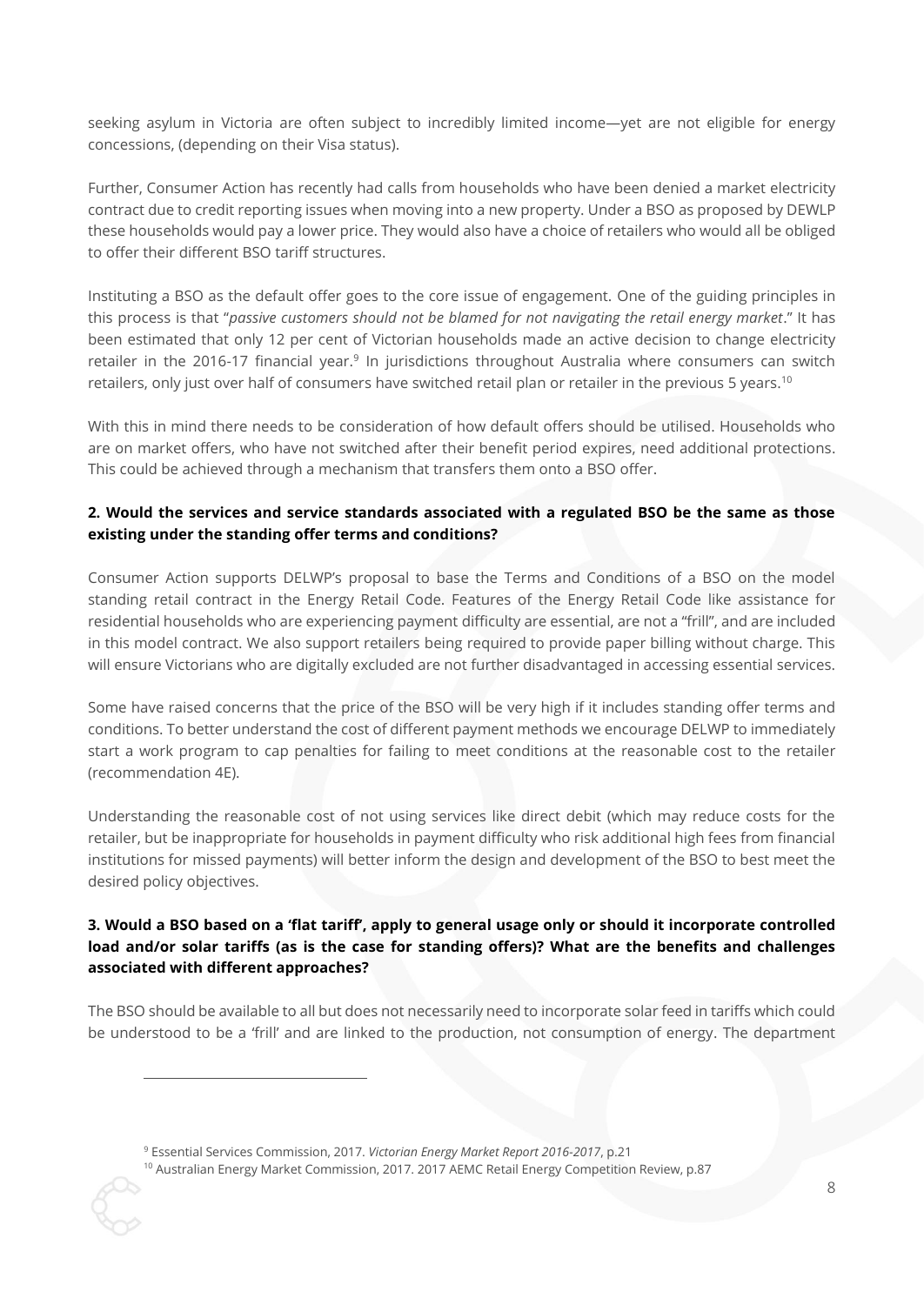seeking asylum in Victoria are often subject to incredibly limited income—yet are not eligible for energy concessions, (depending on their Visa status).

Further, Consumer Action has recently had calls from households who have been denied a market electricity contract due to credit reporting issues when moving into a new property. Under a BSO as proposed by DEWLP these households would pay a lower price. They would also have a choice of retailers who would all be obliged to offer their different BSO tariff structures.

Instituting a BSO as the default offer goes to the core issue of engagement. One of the guiding principles in this process is that "*passive customers should not be blamed for not navigating the retail energy market*." It has been estimated that only 12 per cent of Victorian households made an active decision to change electricity retailer in the 2016-17 financial year.[9] In jurisdictions throughout Australia where consumers can switch retailers, only just over half of consumers have switched retail plan or retailer in the previous 5 years.[10]

With this in mind there needs to be consideration of how default offers should be utilised. Households who are on market offers, who have not switched after their benefit period expires, need additional protections. This could be achieved through a mechanism that transfers them onto a BSO offer.

**2. Would the services and service standards associated with a regulated BSO be the same as those existing under the standing offer terms and conditions?**

Consumer Action supports DELWP's proposal to base the Terms and Conditions of a BSO on the model standing retail contract in the Energy Retail Code. Features of the Energy Retail Code like assistance for residential households who are experiencing payment difficulty are essential, are not a "frill", and are included in this model contract. We also support retailers being required to provide paper billing without charge. This will ensure Victorians who are digitally excluded are not further disadvantaged in accessing essential services.

Some have raised concerns that the price of the BSO will be very high if it includes standing offer terms and conditions. To better understand the cost of different payment methods we encourage DELWP to immediately start a work program to cap penalties for failing to meet conditions at the reasonable cost to the retailer (recommendation 4E).

Understanding the reasonable cost of not using services like direct debit (which may reduce costs for the retailer, but be inappropriate for households in payment difficulty who risk additional high fees from financial institutions for missed payments) will better inform the design and development of the BSO to best meet the desired policy objectives.

**3. Would a BSO based on a 'flat tariff', apply to general usage only or should it incorporate controlled load and/or solar tariffs (as is the case for standing offers)? What are the benefits and challenges associated with different approaches?**

The BSO should be available to all but does not necessarily need to incorporate solar feed in tariffs which could be understood to be a 'frill' and are linked to the production, not consumption of energy. The department

---

[9] Essential Services Commission, 2017. *Victorian Energy Market Report 2016-2017*, p.21

[10] Australian Energy Market Commission, 2017. 2017 AEMC Retail Energy Competition Review, p.87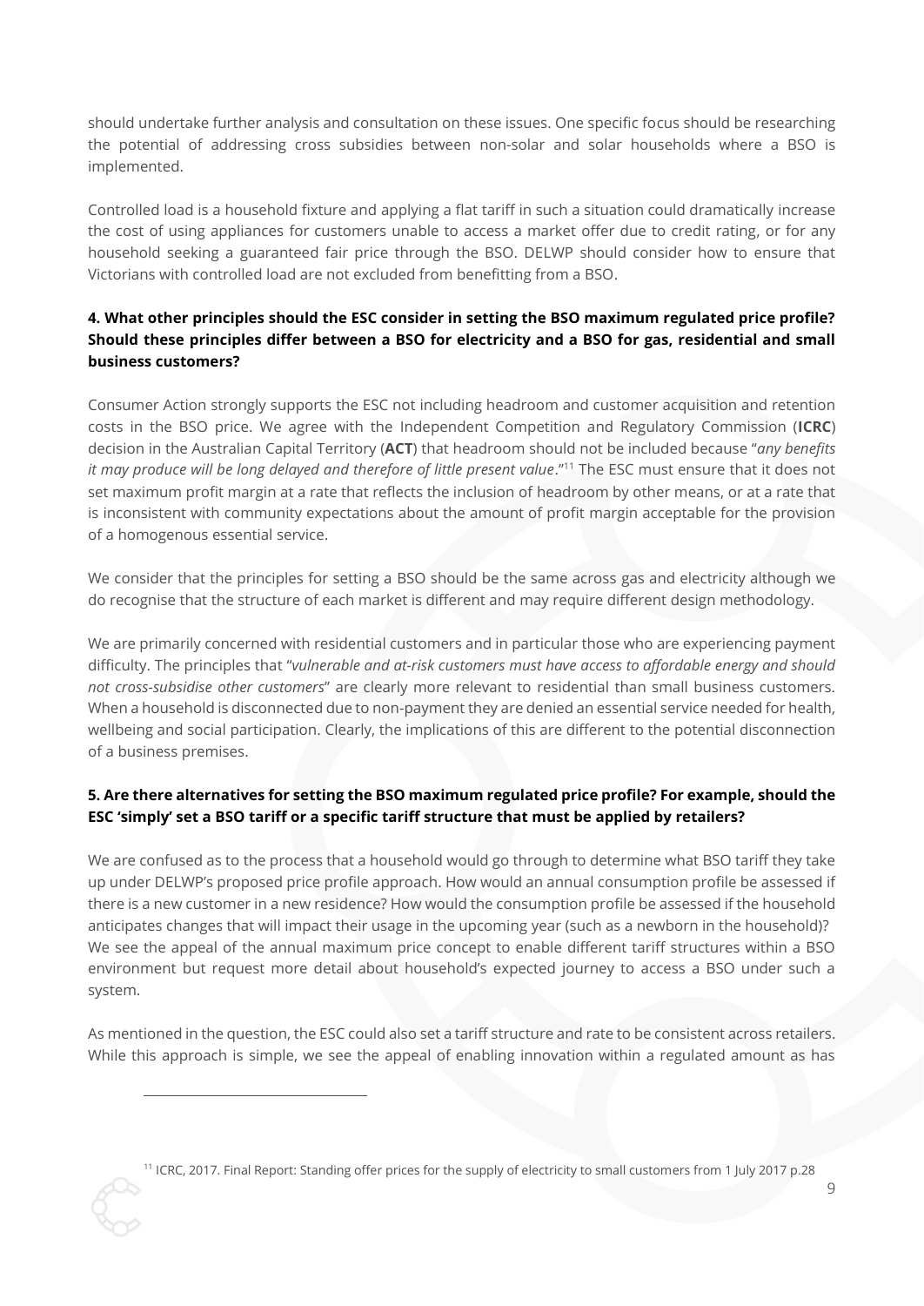should undertake further analysis and consultation on these issues. One specific focus should be researching the potential of addressing cross subsidies between non-solar and solar households where a BSO is implemented.

Controlled load is a household fixture and applying a flat tariff in such a situation could dramatically increase the cost of using appliances for customers unable to access a market offer due to credit rating, or for any household seeking a guaranteed fair price through the BSO. DELWP should consider how to ensure that Victorians with controlled load are not excluded from benefitting from a BSO.

### 4. What other principles should the ESC consider in setting the BSO maximum regulated price profile? Should these principles differ between a BSO for electricity and a BSO for gas, residential and small business customers?

Consumer Action strongly supports the ESC not including headroom and customer acquisition and retention costs in the BSO price. We agree with the Independent Competition and Regulatory Commission (**ICRC**) decision in the Australian Capital Territory (**ACT**) that headroom should not be included because "*any benefits it may produce will be long delayed and therefore of little present value*."[11] The ESC must ensure that it does not set maximum profit margin at a rate that reflects the inclusion of headroom by other means, or at a rate that is inconsistent with community expectations about the amount of profit margin acceptable for the provision of a homogenous essential service.

We consider that the principles for setting a BSO should be the same across gas and electricity although we do recognise that the structure of each market is different and may require different design methodology.

We are primarily concerned with residential customers and in particular those who are experiencing payment difficulty. The principles that "*vulnerable and at-risk customers must have access to affordable energy and should not cross-subsidise other customers*" are clearly more relevant to residential than small business customers. When a household is disconnected due to non-payment they are denied an essential service needed for health, wellbeing and social participation. Clearly, the implications of this are different to the potential disconnection of a business premises.

### 5. Are there alternatives for setting the BSO maximum regulated price profile? For example, should the ESC 'simply' set a BSO tariff or a specific tariff structure that must be applied by retailers?

We are confused as to the process that a household would go through to determine what BSO tariff they take up under DELWP's proposed price profile approach. How would an annual consumption profile be assessed if there is a new customer in a new residence? How would the consumption profile be assessed if the household anticipates changes that will impact their usage in the upcoming year (such as a newborn in the household)? We see the appeal of the annual maximum price concept to enable different tariff structures within a BSO environment but request more detail about household's expected journey to access a BSO under such a system.

As mentioned in the question, the ESC could also set a tariff structure and rate to be consistent across retailers. While this approach is simple, we see the appeal of enabling innovation within a regulated amount as has

---

[11] ICRC, 2017. Final Report: Standing offer prices for the supply of electricity to small customers from 1 July 2017 p.28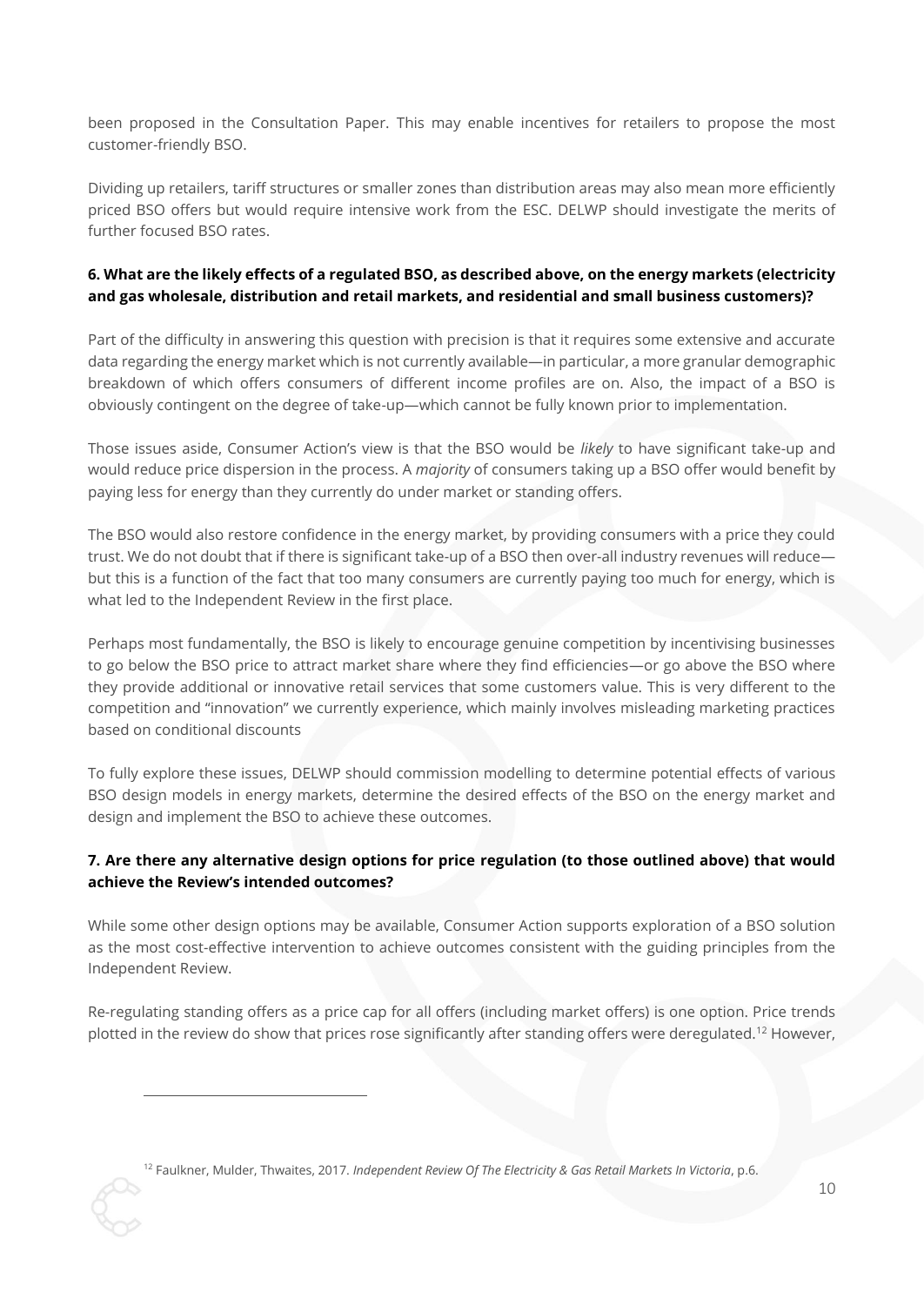been proposed in the Consultation Paper. This may enable incentives for retailers to propose the most customer-friendly BSO.

Dividing up retailers, tariff structures or smaller zones than distribution areas may also mean more efficiently priced BSO offers but would require intensive work from the ESC. DELWP should investigate the merits of further focused BSO rates.

**6. What are the likely effects of a regulated BSO, as described above, on the energy markets (electricity and gas wholesale, distribution and retail markets, and residential and small business customers)?**

Part of the difficulty in answering this question with precision is that it requires some extensive and accurate data regarding the energy market which is not currently available—in particular, a more granular demographic breakdown of which offers consumers of different income profiles are on. Also, the impact of a BSO is obviously contingent on the degree of take-up—which cannot be fully known prior to implementation.

Those issues aside, Consumer Action's view is that the BSO would be *likely* to have significant take-up and would reduce price dispersion in the process. A *majority* of consumers taking up a BSO offer would benefit by paying less for energy than they currently do under market or standing offers.

The BSO would also restore confidence in the energy market, by providing consumers with a price they could trust. We do not doubt that if there is significant take-up of a BSO then over-all industry revenues will reduce—but this is a function of the fact that too many consumers are currently paying too much for energy, which is what led to the Independent Review in the first place.

Perhaps most fundamentally, the BSO is likely to encourage genuine competition by incentivising businesses to go below the BSO price to attract market share where they find efficiencies—or go above the BSO where they provide additional or innovative retail services that some customers value. This is very different to the competition and "innovation" we currently experience, which mainly involves misleading marketing practices based on conditional discounts

To fully explore these issues, DELWP should commission modelling to determine potential effects of various BSO design models in energy markets, determine the desired effects of the BSO on the energy market and design and implement the BSO to achieve these outcomes.

**7. Are there any alternative design options for price regulation (to those outlined above) that would achieve the Review's intended outcomes?**

While some other design options may be available, Consumer Action supports exploration of a BSO solution as the most cost-effective intervention to achieve outcomes consistent with the guiding principles from the Independent Review.

Re-regulating standing offers as a price cap for all offers (including market offers) is one option. Price trends plotted in the review do show that prices rose significantly after standing offers were deregulated.[12] However,

[12] Faulkner, Mulder, Thwaites, 2017. *Independent Review Of The Electricity & Gas Retail Markets In Victoria*, p.6.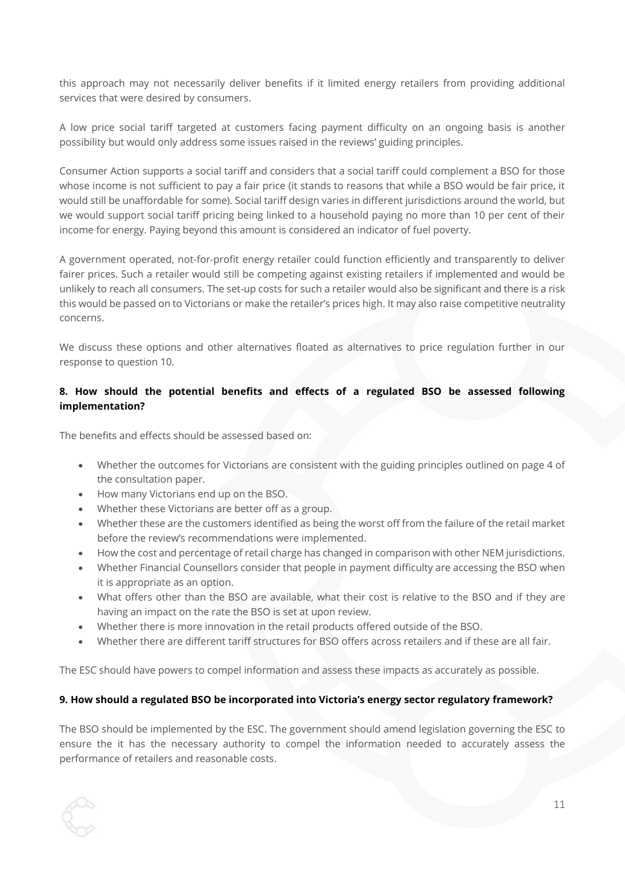this approach may not necessarily deliver benefits if it limited energy retailers from providing additional services that were desired by consumers.

A low price social tariff targeted at customers facing payment difficulty on an ongoing basis is another possibility but would only address some issues raised in the reviews' guiding principles.

Consumer Action supports a social tariff and considers that a social tariff could complement a BSO for those whose income is not sufficient to pay a fair price (it stands to reasons that while a BSO would be fair price, it would still be unaffordable for some). Social tariff design varies in different jurisdictions around the world, but we would support social tariff pricing being linked to a household paying no more than 10 per cent of their income for energy. Paying beyond this amount is considered an indicator of fuel poverty.

A government operated, not-for-profit energy retailer could function efficiently and transparently to deliver fairer prices. Such a retailer would still be competing against existing retailers if implemented and would be unlikely to reach all consumers. The set-up costs for such a retailer would also be significant and there is a risk this would be passed on to Victorians or make the retailer's prices high. It may also raise competitive neutrality concerns.

We discuss these options and other alternatives floated as alternatives to price regulation further in our response to question 10.

**8. How should the potential benefits and effects of a regulated BSO be assessed following implementation?**

The benefits and effects should be assessed based on:

- Whether the outcomes for Victorians are consistent with the guiding principles outlined on page 4 of the consultation paper.
- How many Victorians end up on the BSO.
- Whether these Victorians are better off as a group.
- Whether these are the customers identified as being the worst off from the failure of the retail market before the review's recommendations were implemented.
- How the cost and percentage of retail charge has changed in comparison with other NEM jurisdictions.
- Whether Financial Counsellors consider that people in payment difficulty are accessing the BSO when it is appropriate as an option.
- What offers other than the BSO are available, what their cost is relative to the BSO and if they are having an impact on the rate the BSO is set at upon review.
- Whether there is more innovation in the retail products offered outside of the BSO.
- Whether there are different tariff structures for BSO offers across retailers and if these are all fair.

The ESC should have powers to compel information and assess these impacts as accurately as possible.

**9. How should a regulated BSO be incorporated into Victoria's energy sector regulatory framework?**

The BSO should be implemented by the ESC. The government should amend legislation governing the ESC to ensure the it has the necessary authority to compel the information needed to accurately assess the performance of retailers and reasonable costs.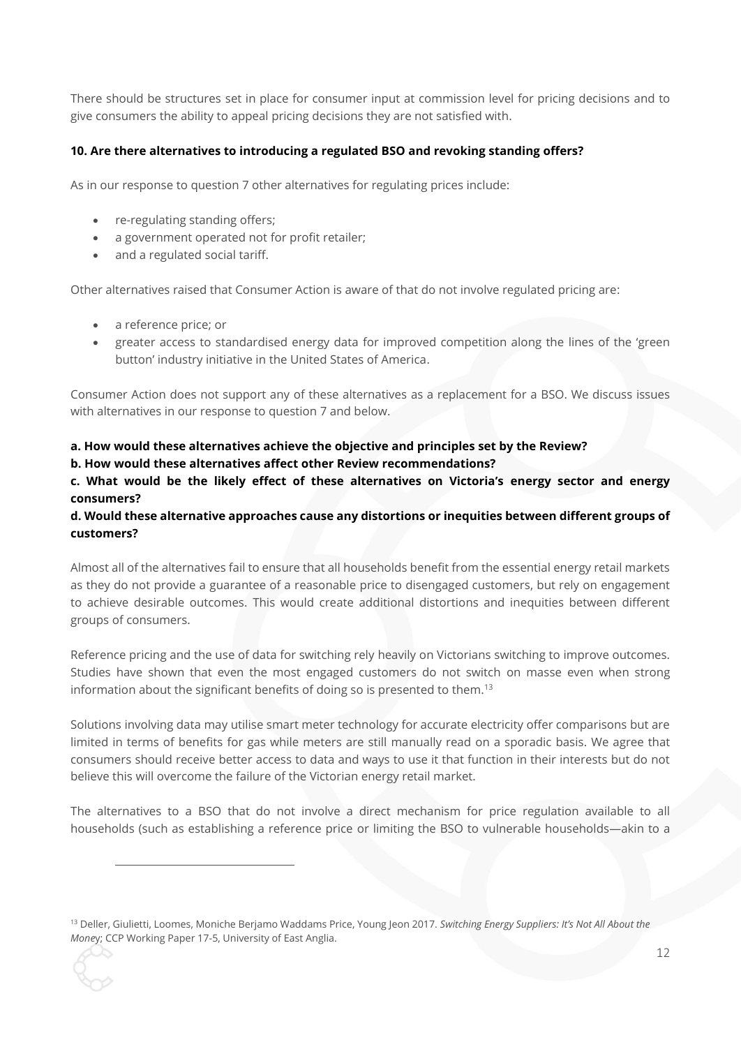There should be structures set in place for consumer input at commission level for pricing decisions and to give consumers the ability to appeal pricing decisions they are not satisfied with.

**10. Are there alternatives to introducing a regulated BSO and revoking standing offers?**

As in our response to question 7 other alternatives for regulating prices include:

- re-regulating standing offers;
- a government operated not for profit retailer;
- and a regulated social tariff.

Other alternatives raised that Consumer Action is aware of that do not involve regulated pricing are:

- a reference price; or
- greater access to standardised energy data for improved competition along the lines of the 'green button' industry initiative in the United States of America.

Consumer Action does not support any of these alternatives as a replacement for a BSO. We discuss issues with alternatives in our response to question 7 and below.

**a. How would these alternatives achieve the objective and principles set by the Review?**
**b. How would these alternatives affect other Review recommendations?**
**c. What would be the likely effect of these alternatives on Victoria's energy sector and energy consumers?**
**d. Would these alternative approaches cause any distortions or inequities between different groups of customers?**

Almost all of the alternatives fail to ensure that all households benefit from the essential energy retail markets as they do not provide a guarantee of a reasonable price to disengaged customers, but rely on engagement to achieve desirable outcomes. This would create additional distortions and inequities between different groups of consumers.

Reference pricing and the use of data for switching rely heavily on Victorians switching to improve outcomes. Studies have shown that even the most engaged customers do not switch on masse even when strong information about the significant benefits of doing so is presented to them.[13]

Solutions involving data may utilise smart meter technology for accurate electricity offer comparisons but are limited in terms of benefits for gas while meters are still manually read on a sporadic basis. We agree that consumers should receive better access to data and ways to use it that function in their interests but do not believe this will overcome the failure of the Victorian energy retail market.

The alternatives to a BSO that do not involve a direct mechanism for price regulation available to all households (such as establishing a reference price or limiting the BSO to vulnerable households—akin to a

[13] Deller, Giulietti, Loomes, Moniche Berjamo Waddams Price, Young Jeon 2017. *Switching Energy Suppliers: It's Not All About the Money*; CCP Working Paper 17-5, University of East Anglia.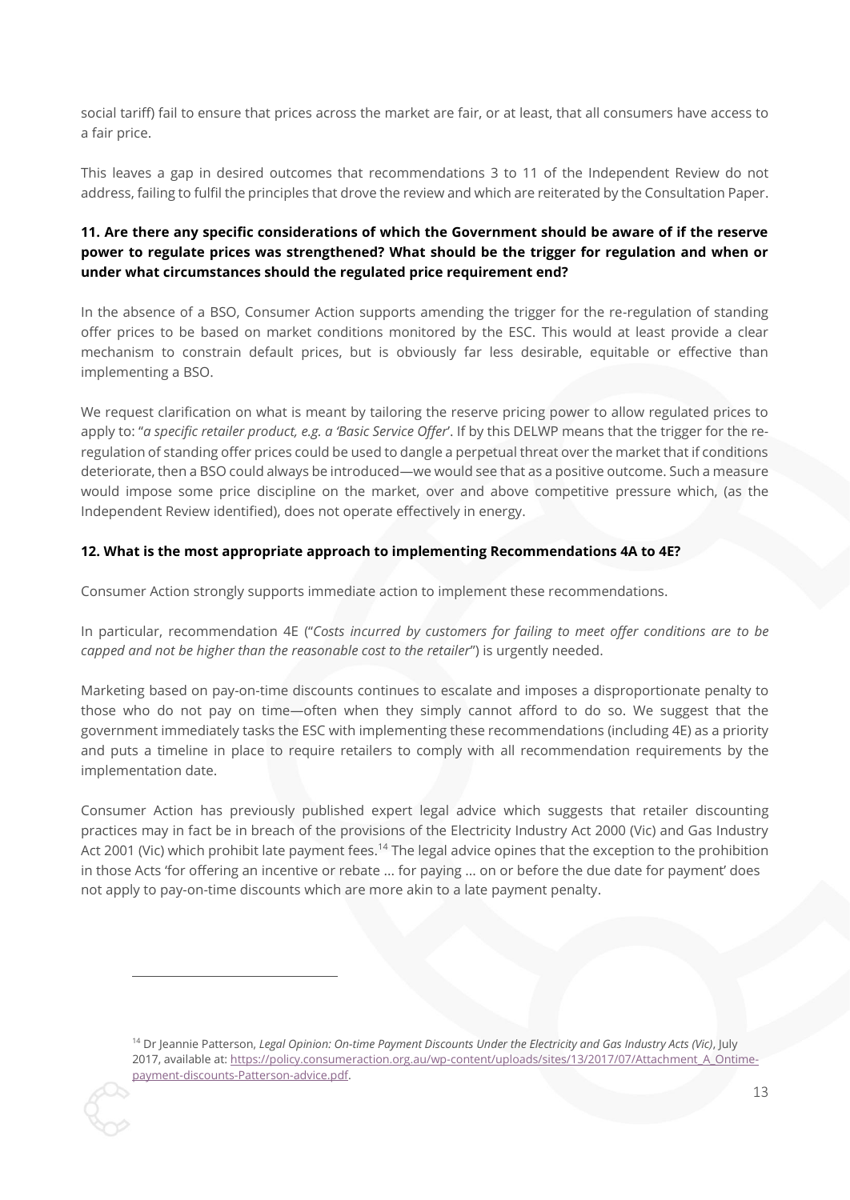social tariff) fail to ensure that prices across the market are fair, or at least, that all consumers have access to a fair price.

This leaves a gap in desired outcomes that recommendations 3 to 11 of the Independent Review do not address, failing to fulfil the principles that drove the review and which are reiterated by the Consultation Paper.

**11. Are there any specific considerations of which the Government should be aware of if the reserve power to regulate prices was strengthened? What should be the trigger for regulation and when or under what circumstances should the regulated price requirement end?**

In the absence of a BSO, Consumer Action supports amending the trigger for the re-regulation of standing offer prices to be based on market conditions monitored by the ESC. This would at least provide a clear mechanism to constrain default prices, but is obviously far less desirable, equitable or effective than implementing a BSO.

We request clarification on what is meant by tailoring the reserve pricing power to allow regulated prices to apply to: "*a specific retailer product, e.g. a 'Basic Service Offer*'. If by this DELWP means that the trigger for the re-regulation of standing offer prices could be used to dangle a perpetual threat over the market that if conditions deteriorate, then a BSO could always be introduced—we would see that as a positive outcome. Such a measure would impose some price discipline on the market, over and above competitive pressure which, (as the Independent Review identified), does not operate effectively in energy.

**12. What is the most appropriate approach to implementing Recommendations 4A to 4E?**

Consumer Action strongly supports immediate action to implement these recommendations.

In particular, recommendation 4E ("*Costs incurred by customers for failing to meet offer conditions are to be capped and not be higher than the reasonable cost to the retailer*") is urgently needed.

Marketing based on pay-on-time discounts continues to escalate and imposes a disproportionate penalty to those who do not pay on time—often when they simply cannot afford to do so. We suggest that the government immediately tasks the ESC with implementing these recommendations (including 4E) as a priority and puts a timeline in place to require retailers to comply with all recommendation requirements by the implementation date.

Consumer Action has previously published expert legal advice which suggests that retailer discounting practices may in fact be in breach of the provisions of the Electricity Industry Act 2000 (Vic) and Gas Industry Act 2001 (Vic) which prohibit late payment fees.[14] The legal advice opines that the exception to the prohibition in those Acts 'for offering an incentive or rebate ... for paying ... on or before the due date for payment' does not apply to pay-on-time discounts which are more akin to a late payment penalty.

---

[14] Dr Jeannie Patterson, *Legal Opinion: On-time Payment Discounts Under the Electricity and Gas Industry Acts (Vic)*, July 2017, available at: https://policy.consumeraction.org.au/wp-content/uploads/sites/13/2017/07/Attachment_A_Ontime-payment-discounts-Patterson-advice.pdf.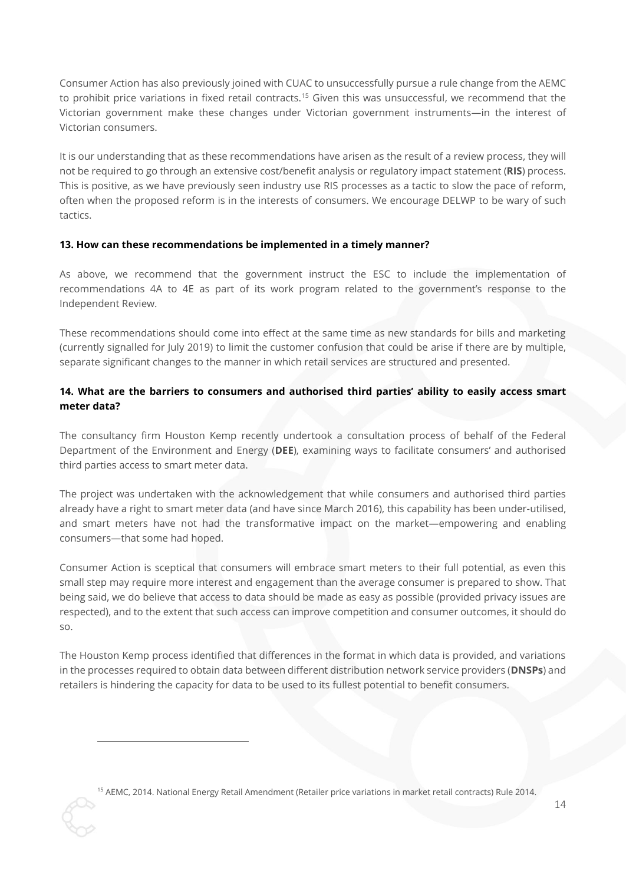Consumer Action has also previously joined with CUAC to unsuccessfully pursue a rule change from the AEMC to prohibit price variations in fixed retail contracts.[15] Given this was unsuccessful, we recommend that the Victorian government make these changes under Victorian government instruments—in the interest of Victorian consumers.

It is our understanding that as these recommendations have arisen as the result of a review process, they will not be required to go through an extensive cost/benefit analysis or regulatory impact statement (**RIS**) process. This is positive, as we have previously seen industry use RIS processes as a tactic to slow the pace of reform, often when the proposed reform is in the interests of consumers. We encourage DELWP to be wary of such tactics.

**13. How can these recommendations be implemented in a timely manner?**

As above, we recommend that the government instruct the ESC to include the implementation of recommendations 4A to 4E as part of its work program related to the government's response to the Independent Review.

These recommendations should come into effect at the same time as new standards for bills and marketing (currently signalled for July 2019) to limit the customer confusion that could be arise if there are by multiple, separate significant changes to the manner in which retail services are structured and presented.

**14. What are the barriers to consumers and authorised third parties' ability to easily access smart meter data?**

The consultancy firm Houston Kemp recently undertook a consultation process of behalf of the Federal Department of the Environment and Energy (**DEE**), examining ways to facilitate consumers' and authorised third parties access to smart meter data.

The project was undertaken with the acknowledgement that while consumers and authorised third parties already have a right to smart meter data (and have since March 2016), this capability has been under-utilised, and smart meters have not had the transformative impact on the market—empowering and enabling consumers—that some had hoped.

Consumer Action is sceptical that consumers will embrace smart meters to their full potential, as even this small step may require more interest and engagement than the average consumer is prepared to show. That being said, we do believe that access to data should be made as easy as possible (provided privacy issues are respected), and to the extent that such access can improve competition and consumer outcomes, it should do so.

The Houston Kemp process identified that differences in the format in which data is provided, and variations in the processes required to obtain data between different distribution network service providers (**DNSPs**) and retailers is hindering the capacity for data to be used to its fullest potential to benefit consumers.

---

[15] AEMC, 2014. National Energy Retail Amendment (Retailer price variations in market retail contracts) Rule 2014.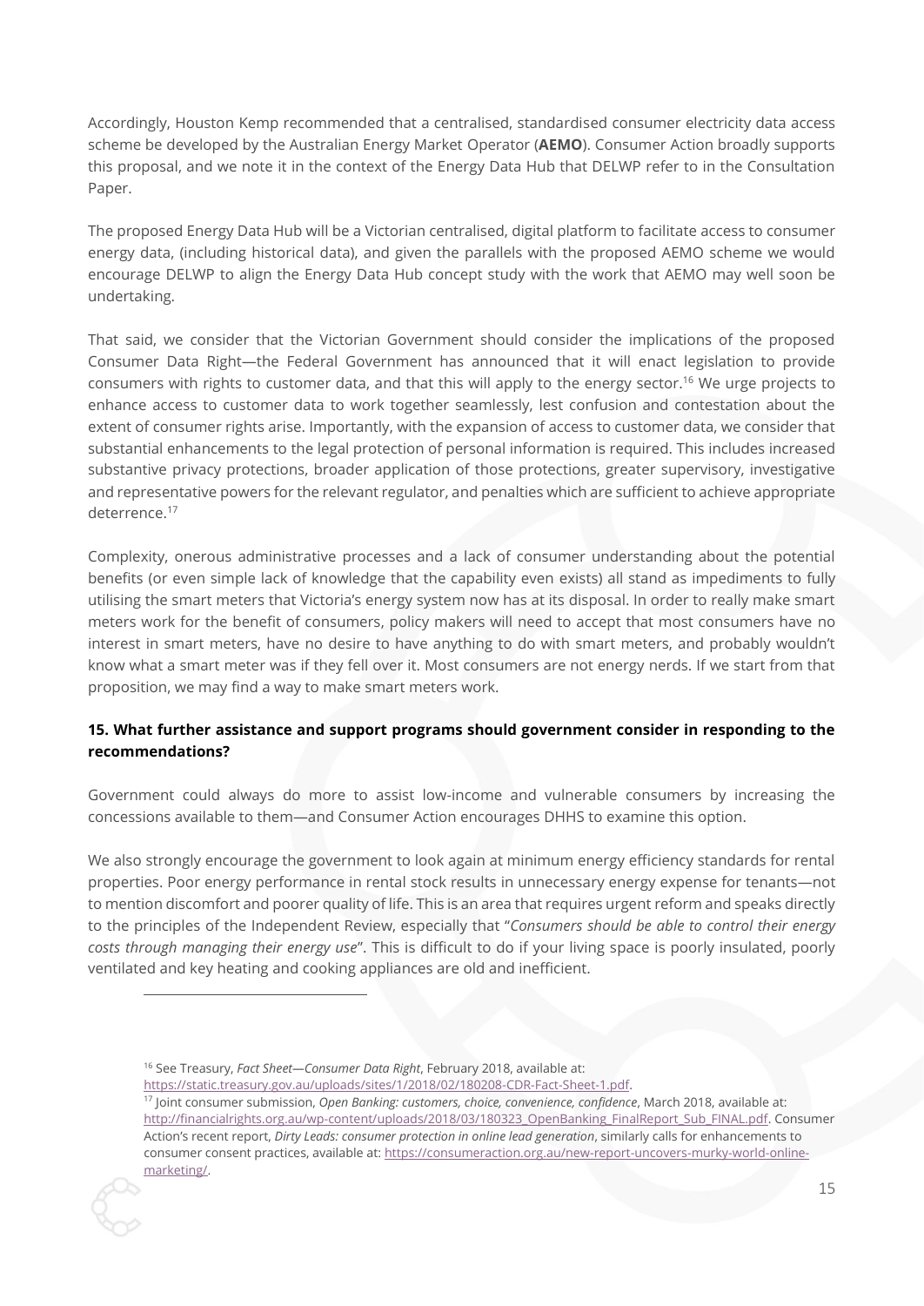Accordingly, Houston Kemp recommended that a centralised, standardised consumer electricity data access scheme be developed by the Australian Energy Market Operator (**AEMO**). Consumer Action broadly supports this proposal, and we note it in the context of the Energy Data Hub that DELWP refer to in the Consultation Paper.

The proposed Energy Data Hub will be a Victorian centralised, digital platform to facilitate access to consumer energy data, (including historical data), and given the parallels with the proposed AEMO scheme we would encourage DELWP to align the Energy Data Hub concept study with the work that AEMO may well soon be undertaking.

That said, we consider that the Victorian Government should consider the implications of the proposed Consumer Data Right—the Federal Government has announced that it will enact legislation to provide consumers with rights to customer data, and that this will apply to the energy sector.[16] We urge projects to enhance access to customer data to work together seamlessly, lest confusion and contestation about the extent of consumer rights arise. Importantly, with the expansion of access to customer data, we consider that substantial enhancements to the legal protection of personal information is required. This includes increased substantive privacy protections, broader application of those protections, greater supervisory, investigative and representative powers for the relevant regulator, and penalties which are sufficient to achieve appropriate deterrence.[17]

Complexity, onerous administrative processes and a lack of consumer understanding about the potential benefits (or even simple lack of knowledge that the capability even exists) all stand as impediments to fully utilising the smart meters that Victoria's energy system now has at its disposal. In order to really make smart meters work for the benefit of consumers, policy makers will need to accept that most consumers have no interest in smart meters, have no desire to have anything to do with smart meters, and probably wouldn't know what a smart meter was if they fell over it. Most consumers are not energy nerds. If we start from that proposition, we may find a way to make smart meters work.

**15. What further assistance and support programs should government consider in responding to the recommendations?**

Government could always do more to assist low-income and vulnerable consumers by increasing the concessions available to them—and Consumer Action encourages DHHS to examine this option.

We also strongly encourage the government to look again at minimum energy efficiency standards for rental properties. Poor energy performance in rental stock results in unnecessary energy expense for tenants—not to mention discomfort and poorer quality of life. This is an area that requires urgent reform and speaks directly to the principles of the Independent Review, especially that "*Consumers should be able to control their energy costs through managing their energy use*". This is difficult to do if your living space is poorly insulated, poorly ventilated and key heating and cooking appliances are old and inefficient.

---

[16] See Treasury, *Fact Sheet—Consumer Data Right*, February 2018, available at: https://static.treasury.gov.au/uploads/sites/1/2018/02/180208-CDR-Fact-Sheet-1.pdf.

[17] Joint consumer submission, *Open Banking: customers, choice, convenience, confidence*, March 2018, available at: http://financialrights.org.au/wp-content/uploads/2018/03/180323_OpenBanking_FinalReport_Sub_FINAL.pdf. Consumer Action's recent report, *Dirty Leads: consumer protection in online lead generation*, similarly calls for enhancements to consumer consent practices, available at: https://consumeraction.org.au/new-report-uncovers-murky-world-online-marketing/.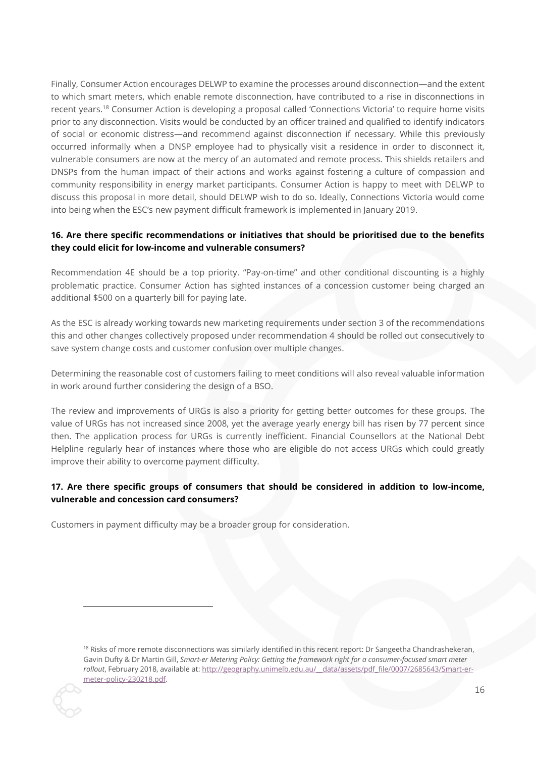Finally, Consumer Action encourages DELWP to examine the processes around disconnection—and the extent to which smart meters, which enable remote disconnection, have contributed to a rise in disconnections in recent years.[18] Consumer Action is developing a proposal called 'Connections Victoria' to require home visits prior to any disconnection. Visits would be conducted by an officer trained and qualified to identify indicators of social or economic distress—and recommend against disconnection if necessary. While this previously occurred informally when a DNSP employee had to physically visit a residence in order to disconnect it, vulnerable consumers are now at the mercy of an automated and remote process. This shields retailers and DNSPs from the human impact of their actions and works against fostering a culture of compassion and community responsibility in energy market participants. Consumer Action is happy to meet with DELWP to discuss this proposal in more detail, should DELWP wish to do so. Ideally, Connections Victoria would come into being when the ESC's new payment difficult framework is implemented in January 2019.

**16. Are there specific recommendations or initiatives that should be prioritised due to the benefits they could elicit for low-income and vulnerable consumers?**

Recommendation 4E should be a top priority. "Pay-on-time" and other conditional discounting is a highly problematic practice. Consumer Action has sighted instances of a concession customer being charged an additional $500 on a quarterly bill for paying late.

As the ESC is already working towards new marketing requirements under section 3 of the recommendations this and other changes collectively proposed under recommendation 4 should be rolled out consecutively to save system change costs and customer confusion over multiple changes.

Determining the reasonable cost of customers failing to meet conditions will also reveal valuable information in work around further considering the design of a BSO.

The review and improvements of URGs is also a priority for getting better outcomes for these groups. The value of URGs has not increased since 2008, yet the average yearly energy bill has risen by 77 percent since then. The application process for URGs is currently inefficient. Financial Counsellors at the National Debt Helpline regularly hear of instances where those who are eligible do not access URGs which could greatly improve their ability to overcome payment difficulty.

**17. Are there specific groups of consumers that should be considered in addition to low-income, vulnerable and concession card consumers?**

Customers in payment difficulty may be a broader group for consideration.

---

[18] Risks of more remote disconnections was similarly identified in this recent report: Dr Sangeetha Chandrashekeran, Gavin Dufty & Dr Martin Gill, *Smart-er Metering Policy: Getting the framework right for a consumer-focused smart meter rollout*, February 2018, available at: http://geography.unimelb.edu.au/__data/assets/pdf_file/0007/2685643/Smart-er-meter-policy-230218.pdf.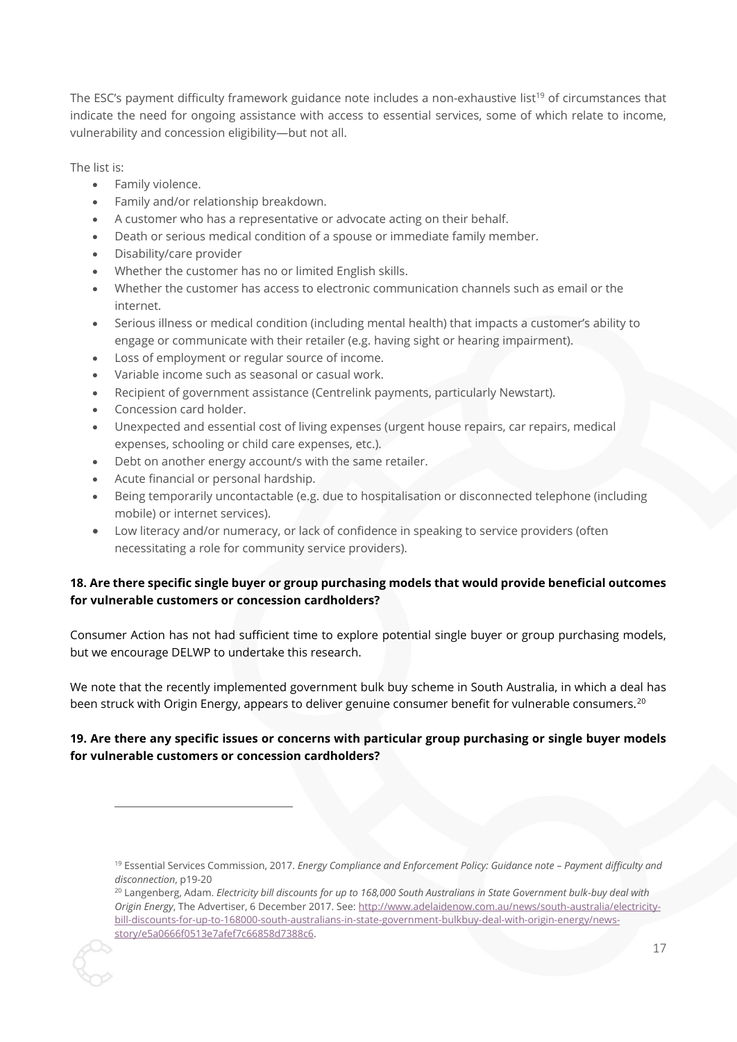The ESC's payment difficulty framework guidance note includes a non-exhaustive list[19] of circumstances that indicate the need for ongoing assistance with access to essential services, some of which relate to income, vulnerability and concession eligibility—but not all.

The list is:

- Family violence.
- Family and/or relationship breakdown.
- A customer who has a representative or advocate acting on their behalf.
- Death or serious medical condition of a spouse or immediate family member.
- Disability/care provider
- Whether the customer has no or limited English skills.
- Whether the customer has access to electronic communication channels such as email or the internet.
- Serious illness or medical condition (including mental health) that impacts a customer's ability to engage or communicate with their retailer (e.g. having sight or hearing impairment).
- Loss of employment or regular source of income.
- Variable income such as seasonal or casual work.
- Recipient of government assistance (Centrelink payments, particularly Newstart).
- Concession card holder.
- Unexpected and essential cost of living expenses (urgent house repairs, car repairs, medical expenses, schooling or child care expenses, etc.).
- Debt on another energy account/s with the same retailer.
- Acute financial or personal hardship.
- Being temporarily uncontactable (e.g. due to hospitalisation or disconnected telephone (including mobile) or internet services).
- Low literacy and/or numeracy, or lack of confidence in speaking to service providers (often necessitating a role for community service providers).

**18. Are there specific single buyer or group purchasing models that would provide beneficial outcomes for vulnerable customers or concession cardholders?**

Consumer Action has not had sufficient time to explore potential single buyer or group purchasing models, but we encourage DELWP to undertake this research.

We note that the recently implemented government bulk buy scheme in South Australia, in which a deal has been struck with Origin Energy, appears to deliver genuine consumer benefit for vulnerable consumers.[20]

**19. Are there any specific issues or concerns with particular group purchasing or single buyer models for vulnerable customers or concession cardholders?**

---

[19] Essential Services Commission, 2017. *Energy Compliance and Enforcement Policy: Guidance note – Payment difficulty and disconnection*, p19-20

[20] Langenberg, Adam. *Electricity bill discounts for up to 168,000 South Australians in State Government bulk-buy deal with Origin Energy*, The Advertiser, 6 December 2017. See: http://www.adelaidenow.com.au/news/south-australia/electricity-bill-discounts-for-up-to-168000-south-australians-in-state-government-bulkbuy-deal-with-origin-energy/news-story/e5a0666f0513e7afef7c66858d7388c6.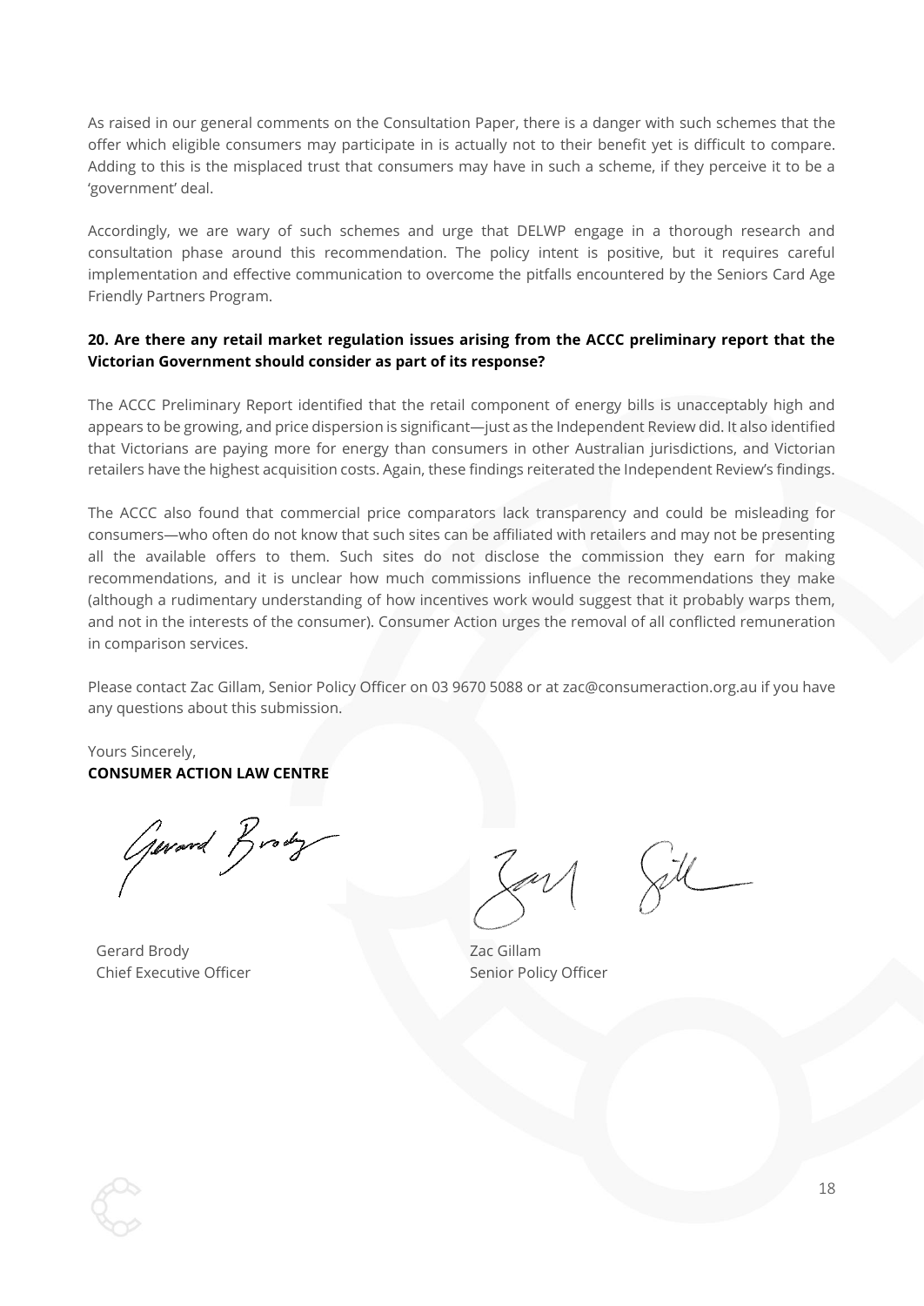As raised in our general comments on the Consultation Paper, there is a danger with such schemes that the offer which eligible consumers may participate in is actually not to their benefit yet is difficult to compare. Adding to this is the misplaced trust that consumers may have in such a scheme, if they perceive it to be a 'government' deal.

Accordingly, we are wary of such schemes and urge that DELWP engage in a thorough research and consultation phase around this recommendation. The policy intent is positive, but it requires careful implementation and effective communication to overcome the pitfalls encountered by the Seniors Card Age Friendly Partners Program.

**20. Are there any retail market regulation issues arising from the ACCC preliminary report that the Victorian Government should consider as part of its response?**

The ACCC Preliminary Report identified that the retail component of energy bills is unacceptably high and appears to be growing, and price dispersion is significant—just as the Independent Review did. It also identified that Victorians are paying more for energy than consumers in other Australian jurisdictions, and Victorian retailers have the highest acquisition costs. Again, these findings reiterated the Independent Review's findings.

The ACCC also found that commercial price comparators lack transparency and could be misleading for consumers—who often do not know that such sites can be affiliated with retailers and may not be presenting all the available offers to them. Such sites do not disclose the commission they earn for making recommendations, and it is unclear how much commissions influence the recommendations they make (although a rudimentary understanding of how incentives work would suggest that it probably warps them, and not in the interests of the consumer). Consumer Action urges the removal of all conflicted remuneration in comparison services.

Please contact Zac Gillam, Senior Policy Officer on 03 9670 5088 or at zac@consumeraction.org.au if you have any questions about this submission.

Yours Sincerely,
**CONSUMER ACTION LAW CENTRE**

Gerard Brody
Chief Executive Officer

Zac Gillam
Senior Policy Officer